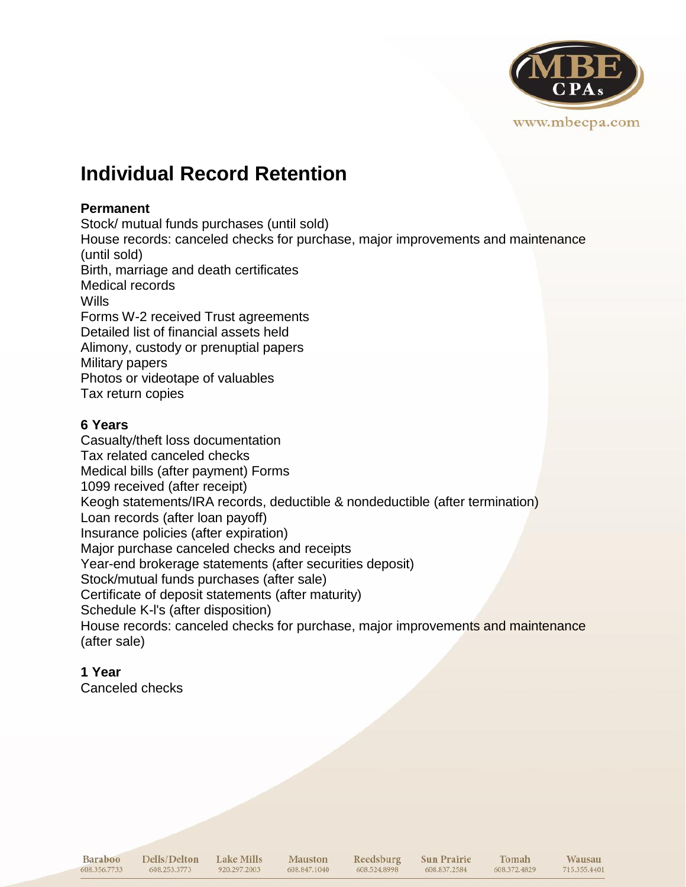# Individual Record Retention

**Permanent**

Stock/ mutual funds purchases (until sold)
House records: canceled checks for purchase, major improvements and maintenance (until sold)
Birth, marriage and death certificates
Medical records
Wills
Forms W-2 received Trust agreements
Detailed list of financial assets held
Alimony, custody or prenuptial papers
Military papers
Photos or videotape of valuables
Tax return copies

**6 Years**

Casualty/theft loss documentation
Tax related canceled checks
Medical bills (after payment) Forms
1099 received (after receipt)
Keogh statements/IRA records, deductible & nondeductible (after termination)
Loan records (after loan payoff)
Insurance policies (after expiration)
Major purchase canceled checks and receipts
Year-end brokerage statements (after securities deposit)
Stock/mutual funds purchases (after sale)
Certificate of deposit statements (after maturity)
Schedule K-l's (after disposition)
House records: canceled checks for purchase, major improvements and maintenance (after sale)

**1 Year**

Canceled checks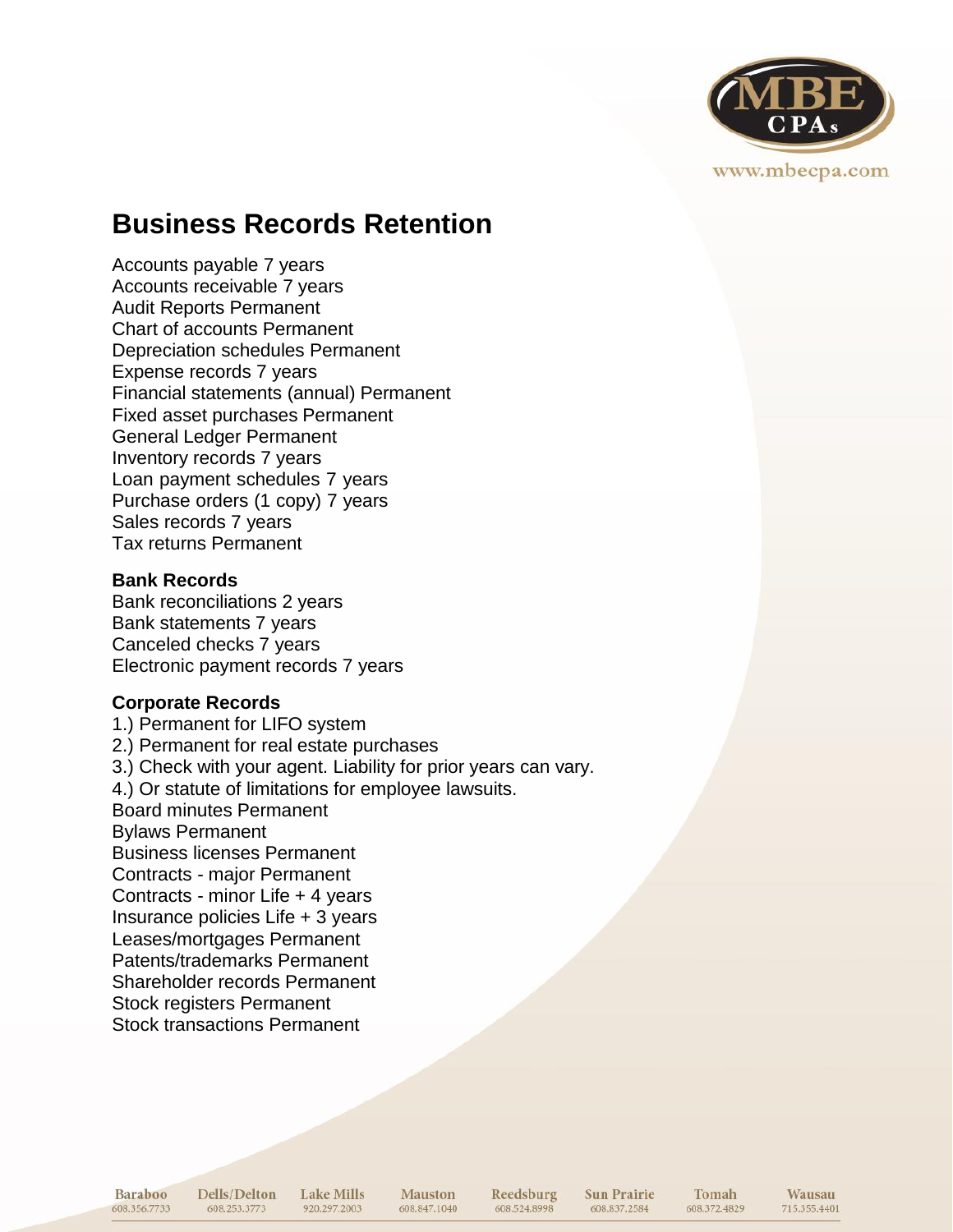# Business Records Retention

Accounts payable 7 years
Accounts receivable 7 years
Audit Reports Permanent
Chart of accounts Permanent
Depreciation schedules Permanent
Expense records 7 years
Financial statements (annual) Permanent
Fixed asset purchases Permanent
General Ledger Permanent
Inventory records 7 years
Loan payment schedules 7 years
Purchase orders (1 copy) 7 years
Sales records 7 years
Tax returns Permanent

**Bank Records**
Bank reconciliations 2 years
Bank statements 7 years
Canceled checks 7 years
Electronic payment records 7 years

**Corporate Records**
1.) Permanent for LIFO system
2.) Permanent for real estate purchases
3.) Check with your agent. Liability for prior years can vary.
4.) Or statute of limitations for employee lawsuits.
Board minutes Permanent
Bylaws Permanent
Business licenses Permanent
Contracts - major Permanent
Contracts - minor Life + 4 years
Insurance policies Life + 3 years
Leases/mortgages Permanent
Patents/trademarks Permanent
Shareholder records Permanent
Stock registers Permanent
Stock transactions Permanent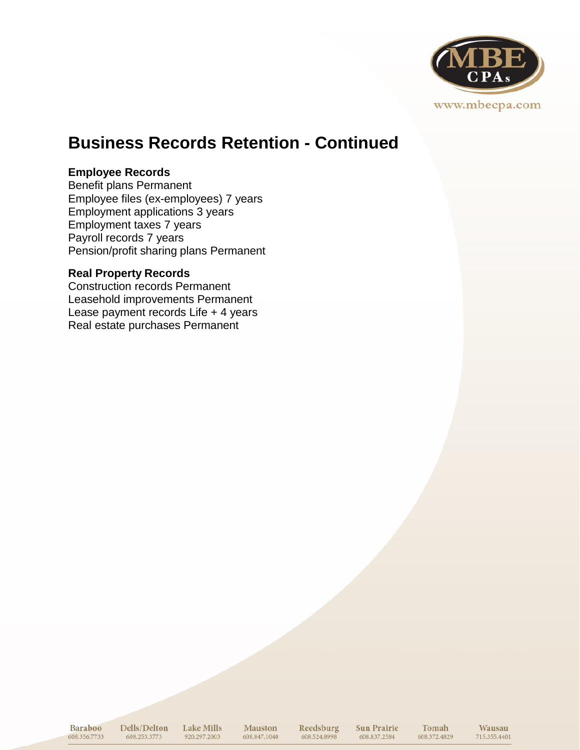# Business Records Retention - Continued

**Employee Records**

Benefit plans Permanent
Employee files (ex-employees) 7 years
Employment applications 3 years
Employment taxes 7 years
Payroll records 7 years
Pension/profit sharing plans Permanent

**Real Property Records**

Construction records Permanent
Leasehold improvements Permanent
Lease payment records Life + 4 years
Real estate purchases Permanent